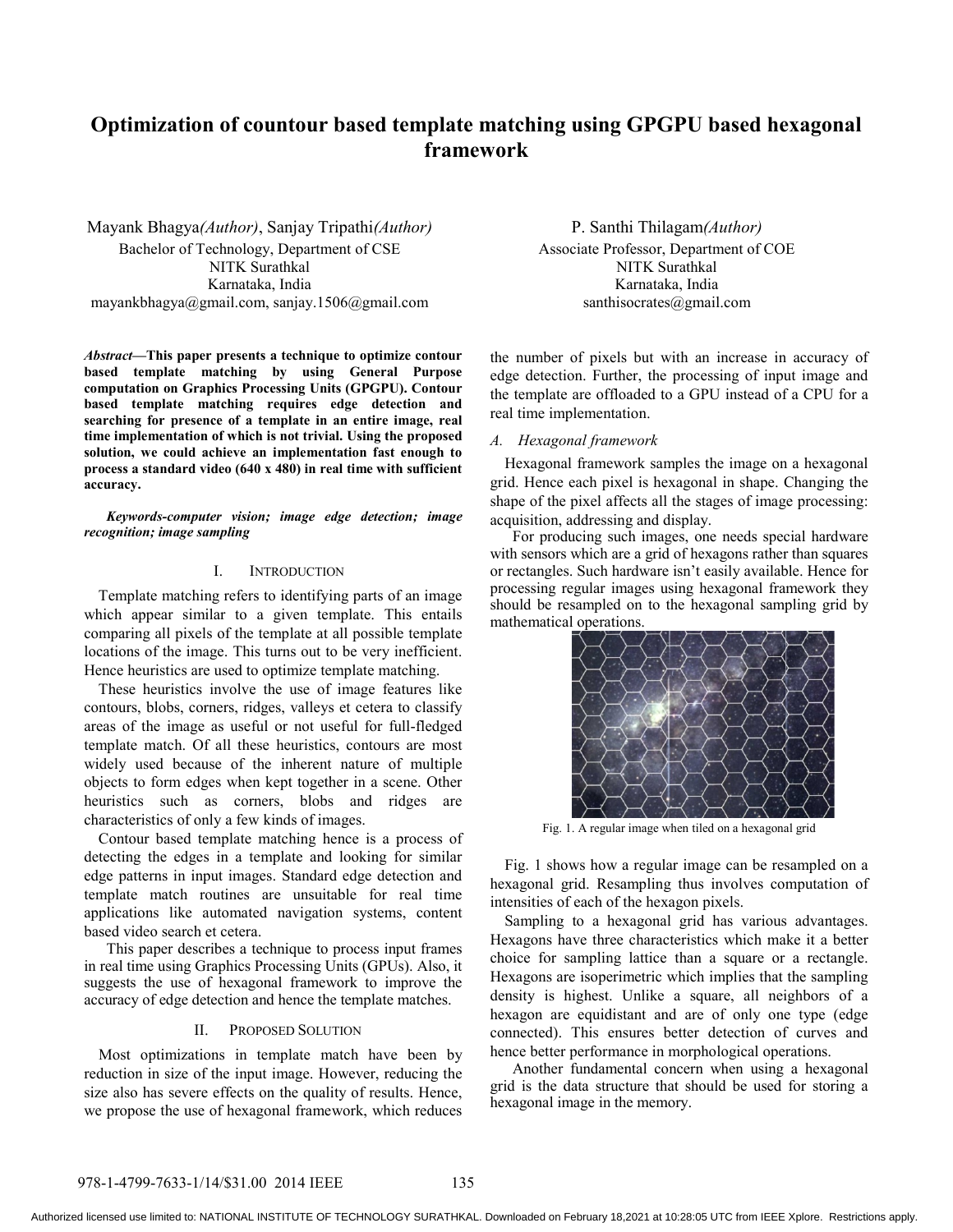# Optimization of countour based template matching using GPGPU based hexagonal framework

Mayank Bhagya*(Author)*, Sanjay Tripathi*(Author)*
Bachelor of Technology, Department of CSE
NITK Surathkal
Karnataka, India
mayankbhagya@gmail.com, sanjay.1506@gmail.com

P. Santhi Thilagam*(Author)*
Associate Professor, Department of COE
NITK Surathkal
Karnataka, India
santhisocrates@gmail.com

***Abstract*—This paper presents a technique to optimize contour based template matching by using General Purpose computation on Graphics Processing Units (GPGPU). Contour based template matching requires edge detection and searching for presence of a template in an entire image, real time implementation of which is not trivial. Using the proposed solution, we could achieve an implementation fast enough to process a standard video (640 x 480) in real time with sufficient accuracy.**

***Keywords-computer vision; image edge detection; image recognition; image sampling***

## I. Introduction

Template matching refers to identifying parts of an image which appear similar to a given template. This entails comparing all pixels of the template at all possible template locations of the image. This turns out to be very inefficient. Hence heuristics are used to optimize template matching.

These heuristics involve the use of image features like contours, blobs, corners, ridges, valleys et cetera to classify areas of the image as useful or not useful for full-fledged template match. Of all these heuristics, contours are most widely used because of the inherent nature of multiple objects to form edges when kept together in a scene. Other heuristics such as corners, blobs and ridges are characteristics of only a few kinds of images.

Contour based template matching hence is a process of detecting the edges in a template and looking for similar edge patterns in input images. Standard edge detection and template match routines are unsuitable for real time applications like automated navigation systems, content based video search et cetera.

This paper describes a technique to process input frames in real time using Graphics Processing Units (GPUs). Also, it suggests the use of hexagonal framework to improve the accuracy of edge detection and hence the template matches.

## II. Proposed Solution

Most optimizations in template match have been by reduction in size of the input image. However, reducing the size also has severe effects on the quality of results. Hence, we propose the use of hexagonal framework, which reduces the number of pixels but with an increase in accuracy of edge detection. Further, the processing of input image and the template are offloaded to a GPU instead of a CPU for a real time implementation.

### *A. Hexagonal framework*

Hexagonal framework samples the image on a hexagonal grid. Hence each pixel is hexagonal in shape. Changing the shape of the pixel affects all the stages of image processing: acquisition, addressing and display.

For producing such images, one needs special hardware with sensors which are a grid of hexagons rather than squares or rectangles. Such hardware isn't easily available. Hence for processing regular images using hexagonal framework they should be resampled on to the hexagonal sampling grid by mathematical operations.

Fig. 1. A regular image when tiled on a hexagonal grid

Fig. 1 shows how a regular image can be resampled on a hexagonal grid. Resampling thus involves computation of intensities of each of the hexagon pixels.

Sampling to a hexagonal grid has various advantages. Hexagons have three characteristics which make it a better choice for sampling lattice than a square or a rectangle. Hexagons are isoperimetric which implies that the sampling density is highest. Unlike a square, all neighbors of a hexagon are equidistant and are of only one type (edge connected). This ensures better detection of curves and hence better performance in morphological operations.

Another fundamental concern when using a hexagonal grid is the data structure that should be used for storing a hexagonal image in the memory.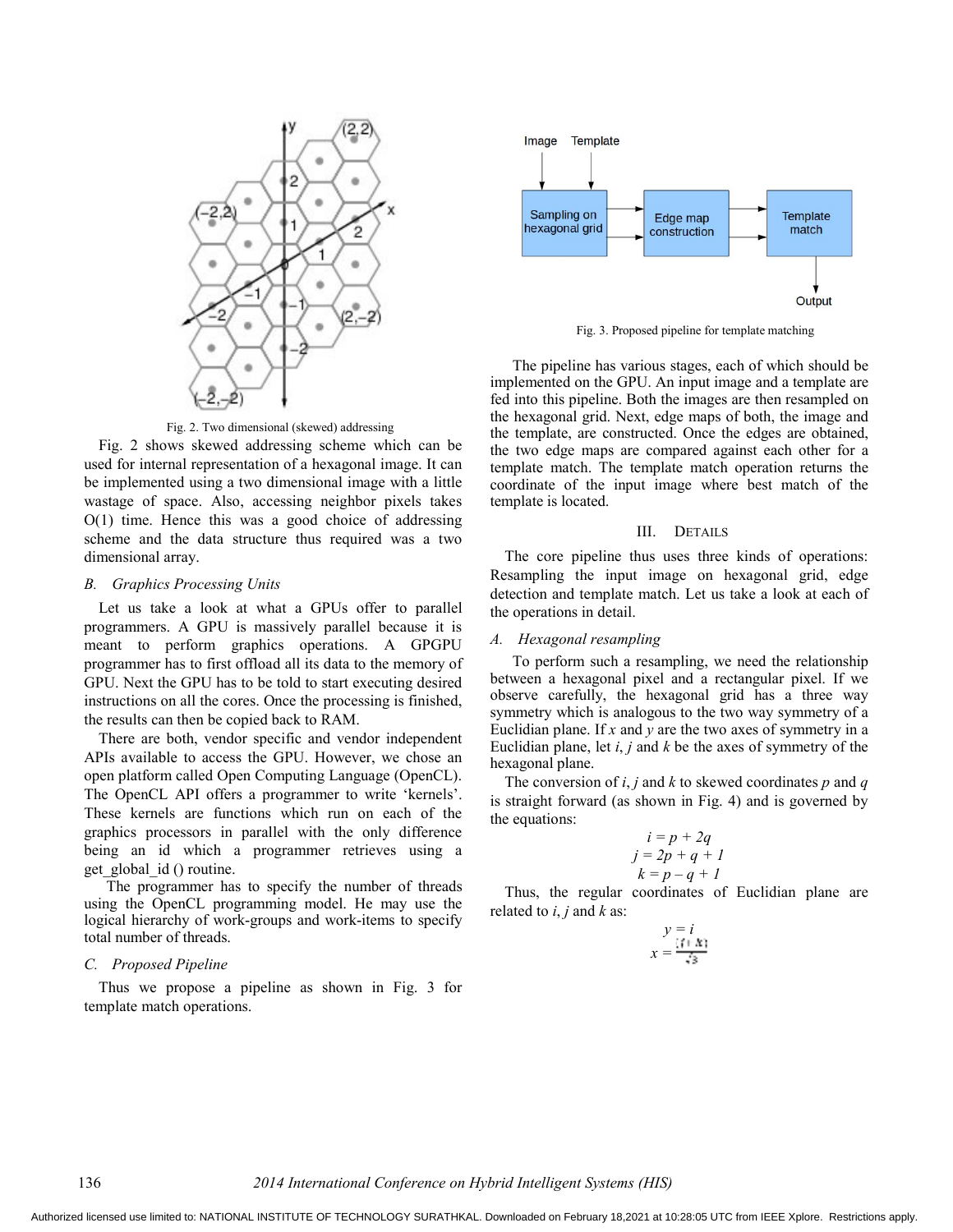Fig. 2. Two dimensional (skewed) addressing

Fig. 2 shows skewed addressing scheme which can be used for internal representation of a hexagonal image. It can be implemented using a two dimensional image with a little wastage of space. Also, accessing neighbor pixels takes O(1) time. Hence this was a good choice of addressing scheme and the data structure thus required was a two dimensional array.

### *B. Graphics Processing Units*

Let us take a look at what a GPUs offer to parallel programmers. A GPU is massively parallel because it is meant to perform graphics operations. A GPGPU programmer has to first offload all its data to the memory of GPU. Next the GPU has to be told to start executing desired instructions on all the cores. Once the processing is finished, the results can then be copied back to RAM.

There are both, vendor specific and vendor independent APIs available to access the GPU. However, we chose an open platform called Open Computing Language (OpenCL). The OpenCL API offers a programmer to write 'kernels'. These kernels are functions which run on each of the graphics processors in parallel with the only difference being an id which a programmer retrieves using a get_global_id () routine.

The programmer has to specify the number of threads using the OpenCL programming model. He may use the logical hierarchy of work-groups and work-items to specify total number of threads.

### *C. Proposed Pipeline*

Thus we propose a pipeline as shown in Fig. 3 for template match operations.

Fig. 3. Proposed pipeline for template matching

The pipeline has various stages, each of which should be implemented on the GPU. An input image and a template are fed into this pipeline. Both the images are then resampled on the hexagonal grid. Next, edge maps of both, the image and the template, are constructed. Once the edges are obtained, the two edge maps are compared against each other for a template match. The template match operation returns the coordinate of the input image where best match of the template is located.

## III. DETAILS

The core pipeline thus uses three kinds of operations: Resampling the input image on hexagonal grid, edge detection and template match. Let us take a look at each of the operations in detail.

### *A. Hexagonal resampling*

To perform such a resampling, we need the relationship between a hexagonal pixel and a rectangular pixel. If we observe carefully, the hexagonal grid has a three way symmetry which is analogous to the two way symmetry of a Euclidian plane. If *x* and *y* are the two axes of symmetry in a Euclidian plane, let *i*, *j* and *k* be the axes of symmetry of the hexagonal plane.

The conversion of *i*, *j* and *k* to skewed coordinates *p* and *q* is straight forward (as shown in Fig. 4) and is governed by the equations:

$$i = p + 2q$$
$$j = 2p + q + 1$$
$$k = p - q + 1$$

Thus, the regular coordinates of Euclidian plane are related to *i*, *j* and *k* as:

$$y = i$$
$$x = \frac{(j + k)}{\sqrt{3}}$$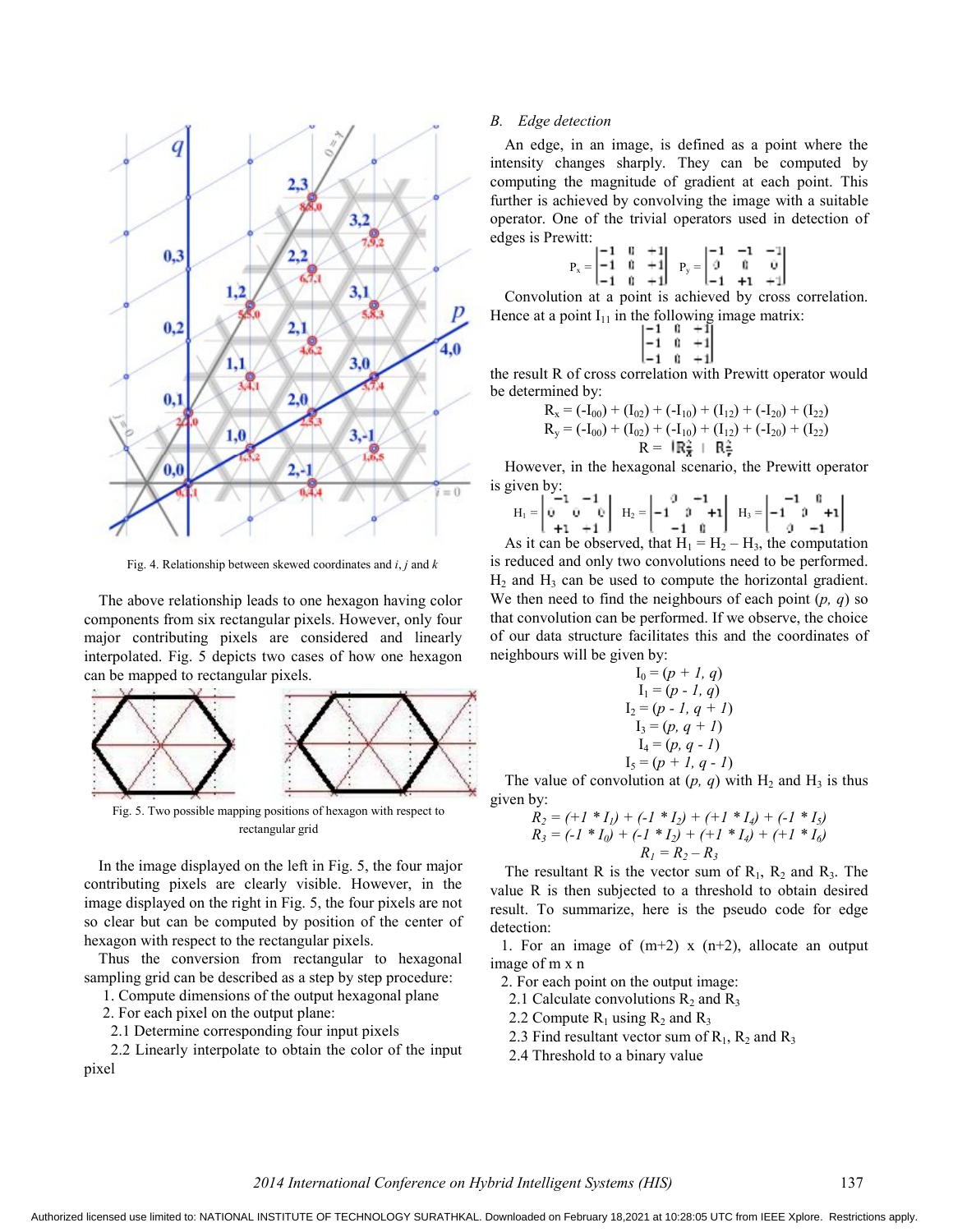Fig. 4. Relationship between skewed coordinates and $i$, $j$ and $k$

The above relationship leads to one hexagon having color components from six rectangular pixels. However, only four major contributing pixels are considered and linearly interpolated. Fig. 5 depicts two cases of how one hexagon can be mapped to rectangular pixels.

Fig. 5. Two possible mapping positions of hexagon with respect to rectangular grid

In the image displayed on the left in Fig. 5, the four major contributing pixels are clearly visible. However, in the image displayed on the right in Fig. 5, the four pixels are not so clear but can be computed by position of the center of hexagon with respect to the rectangular pixels.

Thus the conversion from rectangular to hexagonal sampling grid can be described as a step by step procedure:

1. Compute dimensions of the output hexagonal plane
2. For each pixel on the output plane:
   2.1 Determine corresponding four input pixels
   2.2 Linearly interpolate to obtain the color of the input pixel

## B. Edge detection

An edge, in an image, is defined as a point where the intensity changes sharply. They can be computed by computing the magnitude of gradient at each point. This further is achieved by convolving the image with a suitable operator. One of the trivial operators used in detection of edges is Prewitt:

$$P_x = \begin{bmatrix} -1 & 0 & +1 \\ -1 & 0 & +1 \\ -1 & 0 & +1 \end{bmatrix} \quad P_y = \begin{bmatrix} -1 & -1 & -1 \\ 0 & 0 & 0 \\ -1 & +1 & +1 \end{bmatrix}$$

Convolution at a point is achieved by cross correlation. Hence at a point $I_{11}$ in the following image matrix:

$$\begin{bmatrix} -1 & 0 & +1 \\ -1 & 0 & +1 \\ -1 & 0 & +1 \end{bmatrix}$$

the result R of cross correlation with Prewitt operator would be determined by:

$$R_x = (-I_{00}) + (I_{02}) + (-I_{10}) + (I_{12}) + (-I_{20}) + (I_{22})$$
$$R_y = (-I_{00}) + (I_{02}) + (-I_{10}) + (I_{12}) + (-I_{20}) + (I_{22})$$
$$R = \sqrt{R_x^2 + R_y^2}$$

However, in the hexagonal scenario, the Prewitt operator is given by:

$$H_1 = \begin{bmatrix} -1 & -1 \\ 0 \quad 0 & 0 \\ +1 & +1 \end{bmatrix} \quad H_2 = \begin{bmatrix} 0 & -1 \\ -1 \quad 0 & +1 \\ -1 & 0 \end{bmatrix} \quad H_3 = \begin{bmatrix} -1 & 0 \\ -1 \quad 0 & +1 \\ 0 & -1 \end{bmatrix}$$

As it can be observed, that $H_1 = H_2 - H_3$, the computation is reduced and only two convolutions need to be performed. $H_2$ and $H_3$ can be used to compute the horizontal gradient. We then need to find the neighbours of each point $(p, q)$ so that convolution can be performed. If we observe, the choice of our data structure facilitates this and the coordinates of neighbours will be given by:

$$I_0 = (p + 1, q)$$
$$I_1 = (p - 1, q)$$
$$I_2 = (p - 1, q + 1)$$
$$I_3 = (p, q + 1)$$
$$I_4 = (p, q - 1)$$
$$I_5 = (p + 1, q - 1)$$

The value of convolution at $(p, q)$ with $H_2$ and $H_3$ is thus given by:

$$R_2 = (+1 * I_1) + (-1 * I_2) + (+1 * I_4) + (-1 * I_5)$$
$$R_3 = (-1 * I_0) + (-1 * I_2) + (+1 * I_4) + (+1 * I_6)$$
$$R_1 = R_2 - R_3$$

The resultant R is the vector sum of $R_1$, $R_2$ and $R_3$. The value R is then subjected to a threshold to obtain desired result. To summarize, here is the pseudo code for edge detection:

1. For an image of (m+2) x (n+2), allocate an output image of m x n
2. For each point on the output image:
   2.1 Calculate convolutions $R_2$ and $R_3$
   2.2 Compute $R_1$ using $R_2$ and $R_3$
   2.3 Find resultant vector sum of $R_1$, $R_2$ and $R_3$
   2.4 Threshold to a binary value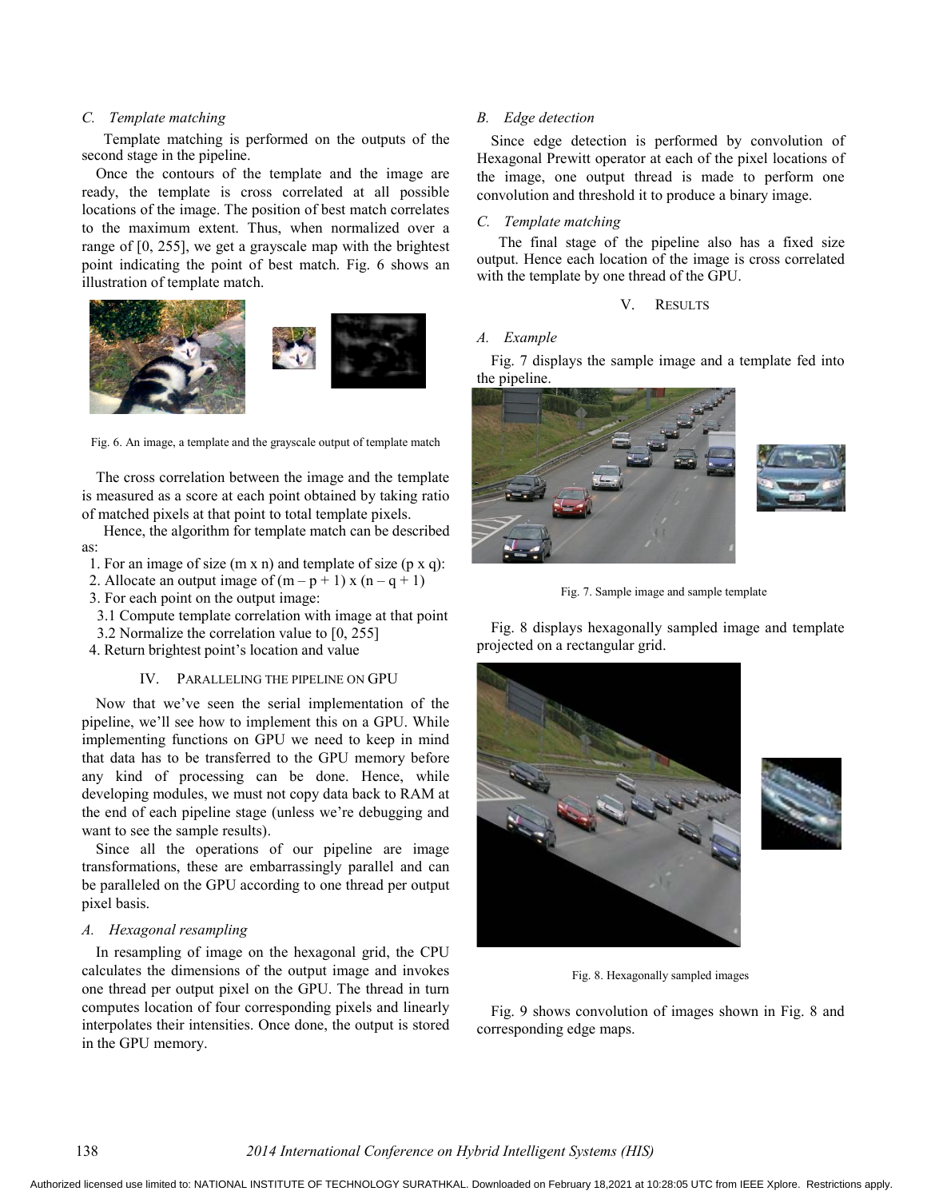### C. Template matching

Template matching is performed on the outputs of the second stage in the pipeline.

Once the contours of the template and the image are ready, the template is cross correlated at all possible locations of the image. The position of best match correlates to the maximum extent. Thus, when normalized over a range of [0, 255], we get a grayscale map with the brightest point indicating the point of best match. Fig. 6 shows an illustration of template match.

Fig. 6. An image, a template and the grayscale output of template match

The cross correlation between the image and the template is measured as a score at each point obtained by taking ratio of matched pixels at that point to total template pixels.

Hence, the algorithm for template match can be described as:

1. For an image of size (m x n) and template of size (p x q):
2. Allocate an output image of (m – p + 1) x (n – q + 1)
3. For each point on the output image:
   - 3.1 Compute template correlation with image at that point
   - 3.2 Normalize the correlation value to [0, 255]
4. Return brightest point's location and value

## IV. Paralleling the pipeline on GPU

Now that we've seen the serial implementation of the pipeline, we'll see how to implement this on a GPU. While implementing functions on GPU we need to keep in mind that data has to be transferred to the GPU memory before any kind of processing can be done. Hence, while developing modules, we must not copy data back to RAM at the end of each pipeline stage (unless we're debugging and want to see the sample results).

Since all the operations of our pipeline are image transformations, these are embarrassingly parallel and can be paralleled on the GPU according to one thread per output pixel basis.

### A. Hexagonal resampling

In resampling of image on the hexagonal grid, the CPU calculates the dimensions of the output image and invokes one thread per output pixel on the GPU. The thread in turn computes location of four corresponding pixels and linearly interpolates their intensities. Once done, the output is stored in the GPU memory.

### B. Edge detection

Since edge detection is performed by convolution of Hexagonal Prewitt operator at each of the pixel locations of the image, one output thread is made to perform one convolution and threshold it to produce a binary image.

### C. Template matching

The final stage of the pipeline also has a fixed size output. Hence each location of the image is cross correlated with the template by one thread of the GPU.

## V. Results

### A. Example

Fig. 7 displays the sample image and a template fed into the pipeline.

Fig. 7. Sample image and sample template

Fig. 8 displays hexagonally sampled image and template projected on a rectangular grid.

Fig. 8. Hexagonally sampled images

Fig. 9 shows convolution of images shown in Fig. 8 and corresponding edge maps.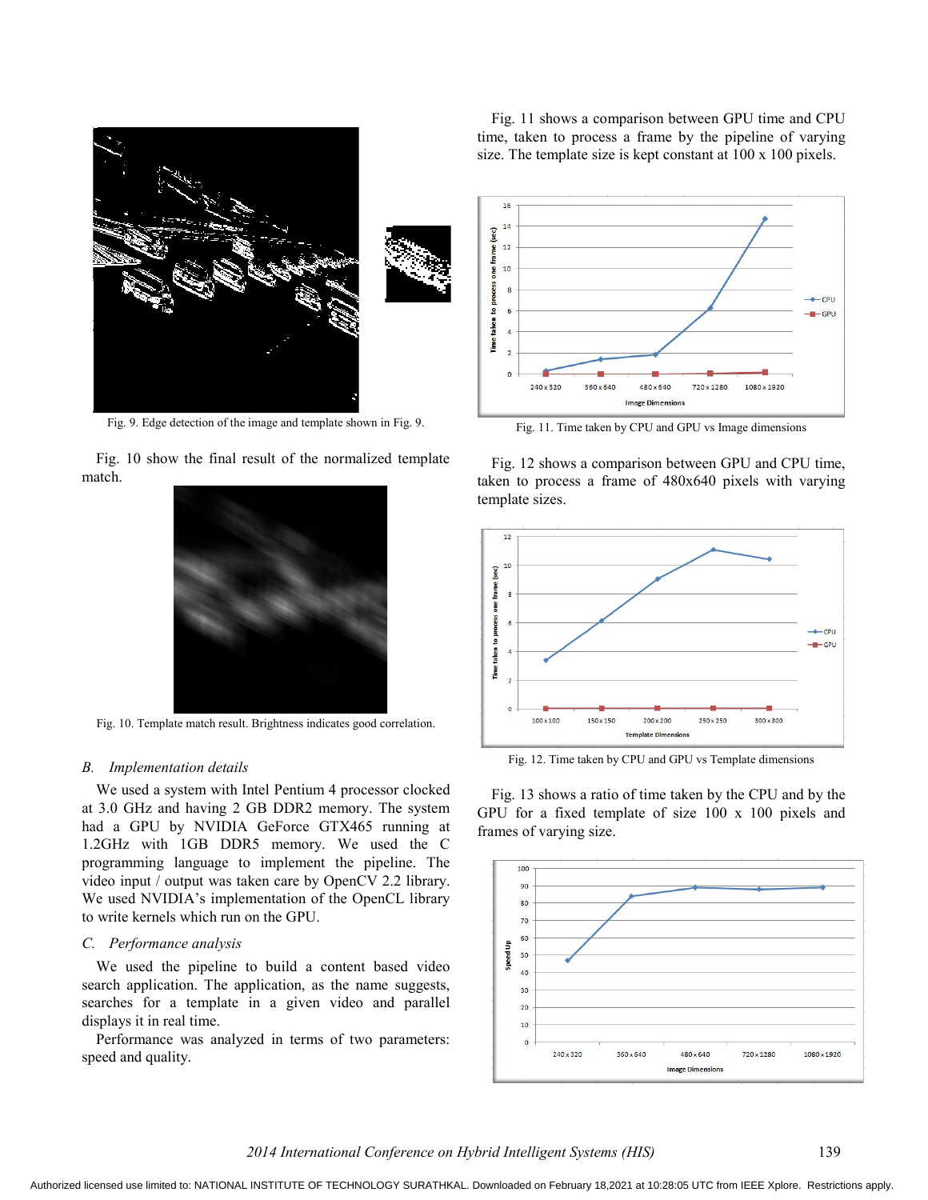Fig. 9. Edge detection of the image and template shown in Fig. 9.

Fig. 10 show the final result of the normalized template match.

Fig. 10. Template match result. Brightness indicates good correlation.

### *B. Implementation details*

We used a system with Intel Pentium 4 processor clocked at 3.0 GHz and having 2 GB DDR2 memory. The system had a GPU by NVIDIA GeForce GTX465 running at 1.2GHz with 1GB DDR5 memory. We used the C programming language to implement the pipeline. The video input / output was taken care by OpenCV 2.2 library. We used NVIDIA's implementation of the OpenCL library to write kernels which run on the GPU.

### *C. Performance analysis*

We used the pipeline to build a content based video search application. The application, as the name suggests, searches for a template in a given video and parallel displays it in real time.

Performance was analyzed in terms of two parameters: speed and quality.

Fig. 11 shows a comparison between GPU time and CPU time, taken to process a frame by the pipeline of varying size. The template size is kept constant at 100 x 100 pixels.

Fig. 11. Time taken by CPU and GPU vs Image dimensions

Fig. 12 shows a comparison between GPU and CPU time, taken to process a frame of 480x640 pixels with varying template sizes.

Fig. 12. Time taken by CPU and GPU vs Template dimensions

Fig. 13 shows a ratio of time taken by the CPU and by the GPU for a fixed template of size 100 x 100 pixels and frames of varying size.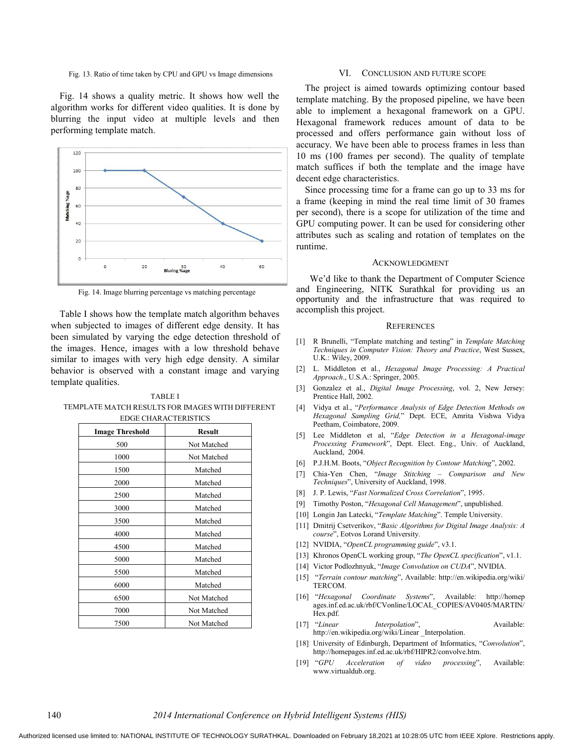Fig. 13. Ratio of time taken by CPU and GPU vs Image dimensions

Fig. 14 shows a quality metric. It shows how well the algorithm works for different video qualities. It is done by blurring the input video at multiple levels and then performing template match.

120
100
80
60
40
20
0
Matching %age
0
20
30
Bluring %age
40
60

Fig. 14. Image blurring percentage vs matching percentage

Table I shows how the template match algorithm behaves when subjected to images of different edge density. It has been simulated by varying the edge detection threshold of the images. Hence, images with a low threshold behave similar to images with very high edge density. A similar behavior is observed with a constant image and varying template qualities.

TABLE I
TEMPLATE MATCH RESULTS FOR IMAGES WITH DIFFERENT EDGE CHARACTERISTICS

| Image Threshold | Result |
|---|---|
| 500 | Not Matched |
| 1000 | Not Matched |
| 1500 | Matched |
| 2000 | Matched |
| 2500 | Matched |
| 3000 | Matched |
| 3500 | Matched |
| 4000 | Matched |
| 4500 | Matched |
| 5000 | Matched |
| 5500 | Matched |
| 6000 | Matched |
| 6500 | Not Matched |
| 7000 | Not Matched |
| 7500 | Not Matched |

## VI. Conclusion and Future Scope

The project is aimed towards optimizing contour based template matching. By the proposed pipeline, we have been able to implement a hexagonal framework on a GPU. Hexagonal framework reduces amount of data to be processed and offers performance gain without loss of accuracy. We have been able to process frames in less than 10 ms (100 frames per second). The quality of template match suffices if both the template and the image have decent edge characteristics.

Since processing time for a frame can go up to 33 ms for a frame (keeping in mind the real time limit of 30 frames per second), there is a scope for utilization of the time and GPU computing power. It can be used for considering other attributes such as scaling and rotation of templates on the runtime.

## Acknowledgment

We'd like to thank the Department of Computer Science and Engineering, NITK Surathkal for providing us an opportunity and the infrastructure that was required to accomplish this project.

## References

[1] R Brunelli, "Template matching and testing" in *Template Matching Techniques in Computer Vision: Theory and Practice*, West Sussex, U.K.: Wiley, 2009.

[2] L. Middleton et al., *Hexagonal Image Processing: A Practical Approach*., U.S.A.: Springer, 2005.

[3] Gonzalez et al., *Digital Image Processing*, vol. 2, New Jersey: Prentice Hall, 2002.

[4] Vidya et al., "*Performance Analysis of Edge Detection Methods on Hexagonal Sampling Grid,*" Dept. ECE, Amrita Vishwa Vidya Peetham, Coimbatore, 2009.

[5] Lee Middleton et al, "*Edge Detection in a Hexagonal-image Processing Framework*", Dept. Elect. Eng., Univ. of Auckland, Auckland, 2004.

[6] P.J.H.M. Boots, "*Object Recognition by Contour Matching*", 2002.

[7] Chia-Yen Chen, "*Image Stitching – Comparison and New Techniques*", University of Auckland, 1998.

[8] J. P. Lewis, "*Fast Normalized Cross Correlation*", 1995.

[9] Timothy Poston, "*Hexagonal Cell Management*", unpublished.

[10] Longin Jan Latecki, "*Template Matching*". Temple University.

[11] Dmitrij Csetverikov, "*Basic Algorithms for Digital Image Analysis: A course*", Eotvos Lorand University.

[12] NVIDIA, "*OpenCL programming guide*", v3.1.

[13] Khronos OpenCL working group, "*The OpenCL specification*", v1.1.

[14] Victor Podlozhnyuk, "*Image Convolution on CUDA*", NVIDIA.

[15] "*Terrain contour matching*", Available: http://en.wikipedia.org/wiki/TERCOM.

[16] "*Hexagonal Coordinate Systems*", Available: http://homepages.inf.ed.ac.uk/rbf/CVonline/LOCAL_COPIES/AV0405/MARTIN/Hex.pdf.

[17] "*Linear Interpolation*", Available: http://en.wikipedia.org/wiki/Linear _Interpolation.

[18] University of Edinburgh, Department of Informatics, "*Convolution*", http://homepages.inf.ed.ac.uk/rbf/HIPR2/convolve.htm.

[19] "*GPU Acceleration of video processing*", Available: www.virtualdub.org.